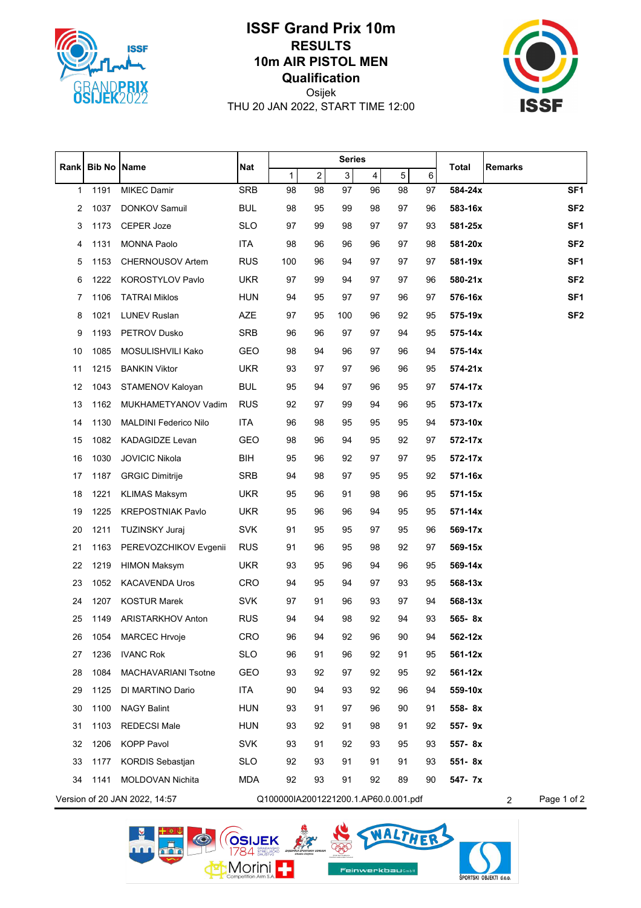# ISSF Grand Prix 10m

## RESULTS

## 10m AIR PISTOL MEN

## Qualification

Osijek

THU 20 JAN 2022, START TIME 12:00

| Rank | Bib No | Name | Nat | Series 1 | 2 | 3 | 4 | 5 | 6 | Total | Remarks |
|---|---|---|---|---|---|---|---|---|---|---|---|
| 1 | 1191 | MIKEC Damir | SRB | 98 | 98 | 97 | 96 | 98 | 97 | **584-24x** | **SF1** |
| 2 | 1037 | DONKOV Samuil | BUL | 98 | 95 | 99 | 98 | 97 | 96 | **583-16x** | **SF2** |
| 3 | 1173 | CEPER Joze | SLO | 97 | 99 | 98 | 97 | 97 | 93 | **581-25x** | **SF1** |
| 4 | 1131 | MONNA Paolo | ITA | 98 | 96 | 96 | 96 | 97 | 98 | **581-20x** | **SF2** |
| 5 | 1153 | CHERNOUSOV Artem | RUS | 100 | 96 | 94 | 97 | 97 | 97 | **581-19x** | **SF1** |
| 6 | 1222 | KOROSTYLOV Pavlo | UKR | 97 | 99 | 94 | 97 | 97 | 96 | **580-21x** | **SF2** |
| 7 | 1106 | TATRAI Miklos | HUN | 94 | 95 | 97 | 97 | 96 | 97 | **576-16x** | **SF1** |
| 8 | 1021 | LUNEV Ruslan | AZE | 97 | 95 | 100 | 96 | 92 | 95 | **575-19x** | **SF2** |
| 9 | 1193 | PETROV Dusko | SRB | 96 | 96 | 97 | 97 | 94 | 95 | **575-14x** | |
| 10 | 1085 | MOSULISHVILI Kako | GEO | 98 | 94 | 96 | 97 | 96 | 94 | **575-14x** | |
| 11 | 1215 | BANKIN Viktor | UKR | 93 | 97 | 97 | 96 | 96 | 95 | **574-21x** | |
| 12 | 1043 | STAMENOV Kaloyan | BUL | 95 | 94 | 97 | 96 | 95 | 97 | **574-17x** | |
| 13 | 1162 | MUKHAMETYANOV Vadim | RUS | 92 | 97 | 99 | 94 | 96 | 95 | **573-17x** | |
| 14 | 1130 | MALDINI Federico Nilo | ITA | 96 | 98 | 95 | 95 | 95 | 94 | **573-10x** | |
| 15 | 1082 | KADAGIDZE Levan | GEO | 98 | 96 | 94 | 95 | 92 | 97 | **572-17x** | |
| 16 | 1030 | JOVICIC Nikola | BIH | 95 | 96 | 92 | 97 | 97 | 95 | **572-17x** | |
| 17 | 1187 | GRGIC Dimitrije | SRB | 94 | 98 | 97 | 95 | 95 | 92 | **571-16x** | |
| 18 | 1221 | KLIMAS Maksym | UKR | 95 | 96 | 91 | 98 | 96 | 95 | **571-15x** | |
| 19 | 1225 | KREPOSTNIAK Pavlo | UKR | 95 | 96 | 96 | 94 | 95 | 95 | **571-14x** | |
| 20 | 1211 | TUZINSKY Juraj | SVK | 91 | 95 | 95 | 97 | 95 | 96 | **569-17x** | |
| 21 | 1163 | PEREVOZCHIKOV Evgenii | RUS | 91 | 96 | 95 | 98 | 92 | 97 | **569-15x** | |
| 22 | 1219 | HIMON Maksym | UKR | 93 | 95 | 96 | 94 | 96 | 95 | **569-14x** | |
| 23 | 1052 | KACAVENDA Uros | CRO | 94 | 95 | 94 | 97 | 93 | 95 | **568-13x** | |
| 24 | 1207 | KOSTUR Marek | SVK | 97 | 91 | 96 | 93 | 97 | 94 | **568-13x** | |
| 25 | 1149 | ARISTARKHOV Anton | RUS | 94 | 94 | 98 | 92 | 94 | 93 | **565- 8x** | |
| 26 | 1054 | MARCEC Hrvoje | CRO | 96 | 94 | 92 | 96 | 90 | 94 | **562-12x** | |
| 27 | 1236 | IVANC Rok | SLO | 96 | 91 | 96 | 92 | 91 | 95 | **561-12x** | |
| 28 | 1084 | MACHAVARIANI Tsotne | GEO | 93 | 92 | 97 | 92 | 95 | 92 | **561-12x** | |
| 29 | 1125 | DI MARTINO Dario | ITA | 90 | 94 | 93 | 92 | 96 | 94 | **559-10x** | |
| 30 | 1100 | NAGY Balint | HUN | 93 | 91 | 97 | 96 | 90 | 91 | **558- 8x** | |
| 31 | 1103 | REDECSI Male | HUN | 93 | 92 | 91 | 98 | 91 | 92 | **557- 9x** | |
| 32 | 1206 | KOPP Pavol | SVK | 93 | 91 | 92 | 93 | 95 | 93 | **557- 8x** | |
| 33 | 1177 | KORDIS Sebastjan | SLO | 92 | 93 | 91 | 91 | 91 | 93 | **551- 8x** | |
| 34 | 1141 | MOLDOVAN Nichita | MDA | 92 | 93 | 91 | 92 | 89 | 90 | **547- 7x** | |

Version of 20 JAN 2022, 14:57 Q100000IA2001221200.1.AP60.0.001.pdf 2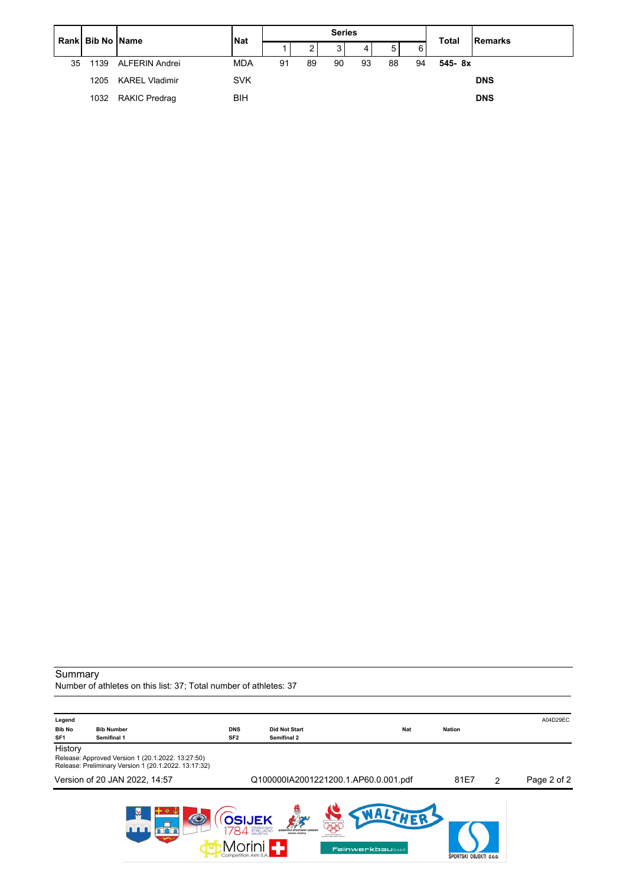| Rank | Bib No | Name | Nat | Series | | | | | | Total | Remarks |
|---|---|---|---|---|---|---|---|---|---|---|---|
| | | | | 1 | 2 | 3 | 4 | 5 | 6 | | |
| 35 | 1139 | ALFERIN Andrei | MDA | 91 | 89 | 90 | 93 | 88 | 94 | **545- 8x** | |
| | 1205 | KAREL Vladimir | SVK | | | | | | | | **DNS** |
| | 1032 | RAKIC Predrag | BIH | | | | | | | | **DNS** |

Summary

Number of athletes on this list: 37; Total number of athletes: 37

**Legend**

| | | | | | |
|---|---|---|---|---|---|
| **Bib No** | **Bib Number** | **DNS** | **Did Not Start** | **Nat** | **Nation** |
| **SF1** | **Semifinal 1** | **SF2** | **Semifinal 2** | | |

A04D29EC

History

Release: Approved Version 1 (20.1.2022. 13:27:50)
Release: Preliminary Version 1 (20.1.2022. 13:17:32)

Version of 20 JAN 2022, 14:57 Q100000IA2001221200.1.AP60.0.001.pdf 81E7 2